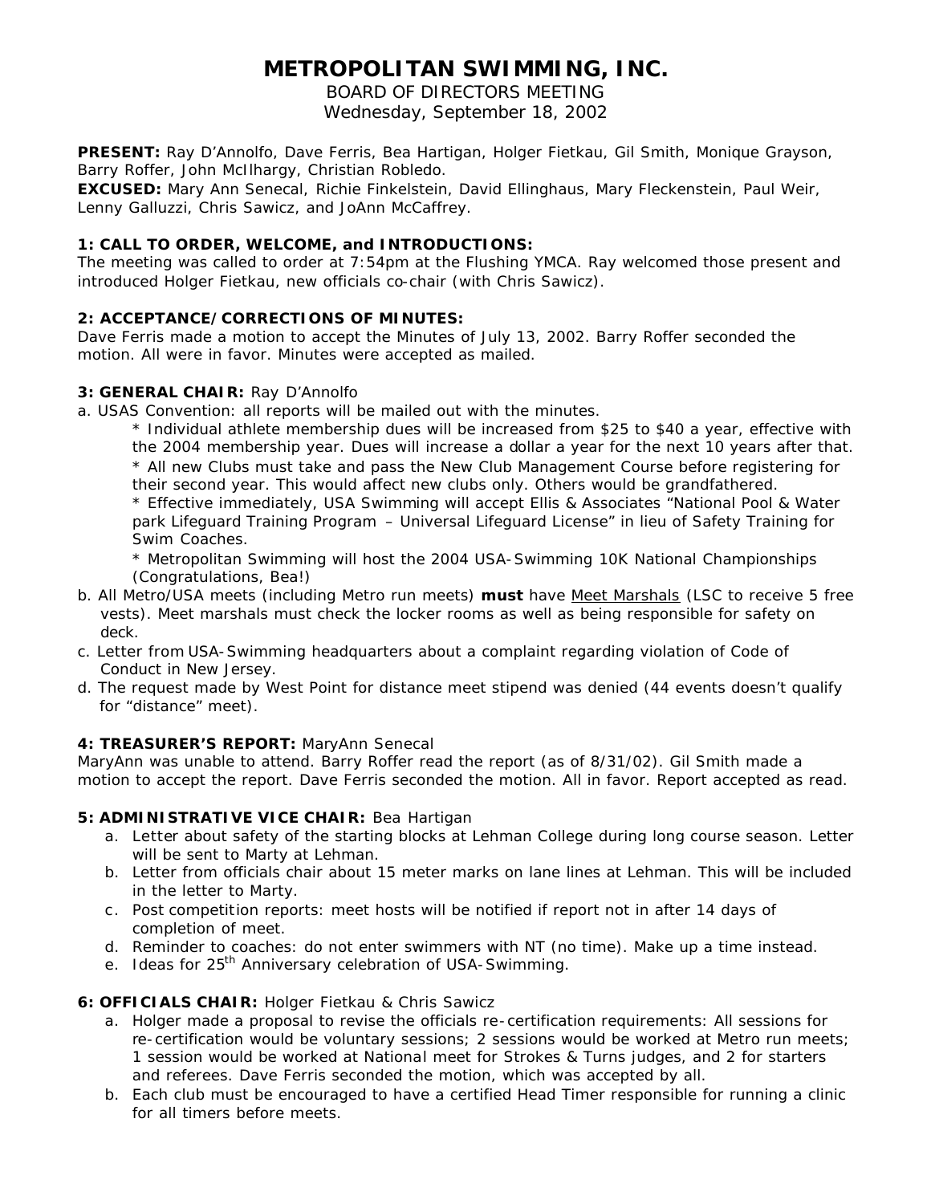# METROPOLITAN SWIMMING, INC.

BOARD OF DIRECTORS MEETING
Wednesday, September 18, 2002

**PRESENT:** Ray D'Annolfo, Dave Ferris, Bea Hartigan, Holger Fietkau, Gil Smith, Monique Grayson, Barry Roffer, John McIlhargy, Christian Robledo.
**EXCUSED:** Mary Ann Senecal, Richie Finkelstein, David Ellinghaus, Mary Fleckenstein, Paul Weir, Lenny Galluzzi, Chris Sawicz, and JoAnn McCaffrey.

**1: CALL TO ORDER, WELCOME, and INTRODUCTIONS:**
The meeting was called to order at 7:54pm at the Flushing YMCA. Ray welcomed those present and introduced Holger Fietkau, new officials co-chair (with Chris Sawicz).

**2: ACCEPTANCE/CORRECTIONS OF MINUTES:**
Dave Ferris made a motion to accept the Minutes of July 13, 2002. Barry Roffer seconded the motion. All were in favor. Minutes were accepted as mailed.

**3: GENERAL CHAIR:** Ray D'Annolfo

a. USAS Convention: all reports will be mailed out with the minutes.
   * Individual athlete membership dues will be increased from $25 to $40 a year, effective with the 2004 membership year. Dues will increase a dollar a year for the next 10 years after that.
   * All new Clubs must take and pass the New Club Management Course before registering for their second year. This would affect new clubs only. Others would be grandfathered.
   * Effective immediately, USA Swimming will accept Ellis & Associates "National Pool & Water park Lifeguard Training Program – Universal Lifeguard License" in lieu of Safety Training for Swim Coaches.
   * Metropolitan Swimming will host the 2004 USA-Swimming 10K National Championships (Congratulations, Bea!)

b. All Metro/USA meets (including Metro run meets) **must** have Meet Marshals (LSC to receive 5 free vests). Meet marshals must check the locker rooms as well as being responsible for safety on deck.

c. Letter from USA-Swimming headquarters about a complaint regarding violation of Code of Conduct in New Jersey.

d. The request made by West Point for distance meet stipend was denied (44 events doesn't qualify for "distance" meet).

**4: TREASURER'S REPORT:** MaryAnn Senecal
MaryAnn was unable to attend. Barry Roffer read the report (as of 8/31/02). Gil Smith made a motion to accept the report. Dave Ferris seconded the motion. All in favor. Report accepted as read.

**5: ADMINISTRATIVE VICE CHAIR:** Bea Hartigan

a. Letter about safety of the starting blocks at Lehman College during long course season. Letter will be sent to Marty at Lehman.
b. Letter from officials chair about 15 meter marks on lane lines at Lehman. This will be included in the letter to Marty.
c. Post competition reports: meet hosts will be notified if report not in after 14 days of completion of meet.
d. Reminder to coaches: do not enter swimmers with NT (no time). Make up a time instead.
e. Ideas for 25th Anniversary celebration of USA-Swimming.

**6: OFFICIALS CHAIR:** Holger Fietkau & Chris Sawicz

a. Holger made a proposal to revise the officials re-certification requirements: All sessions for re-certification would be voluntary sessions; 2 sessions would be worked at Metro run meets; 1 session would be worked at National meet for Strokes & Turns judges, and 2 for starters and referees. Dave Ferris seconded the motion, which was accepted by all.
b. Each club must be encouraged to have a certified Head Timer responsible for running a clinic for all timers before meets.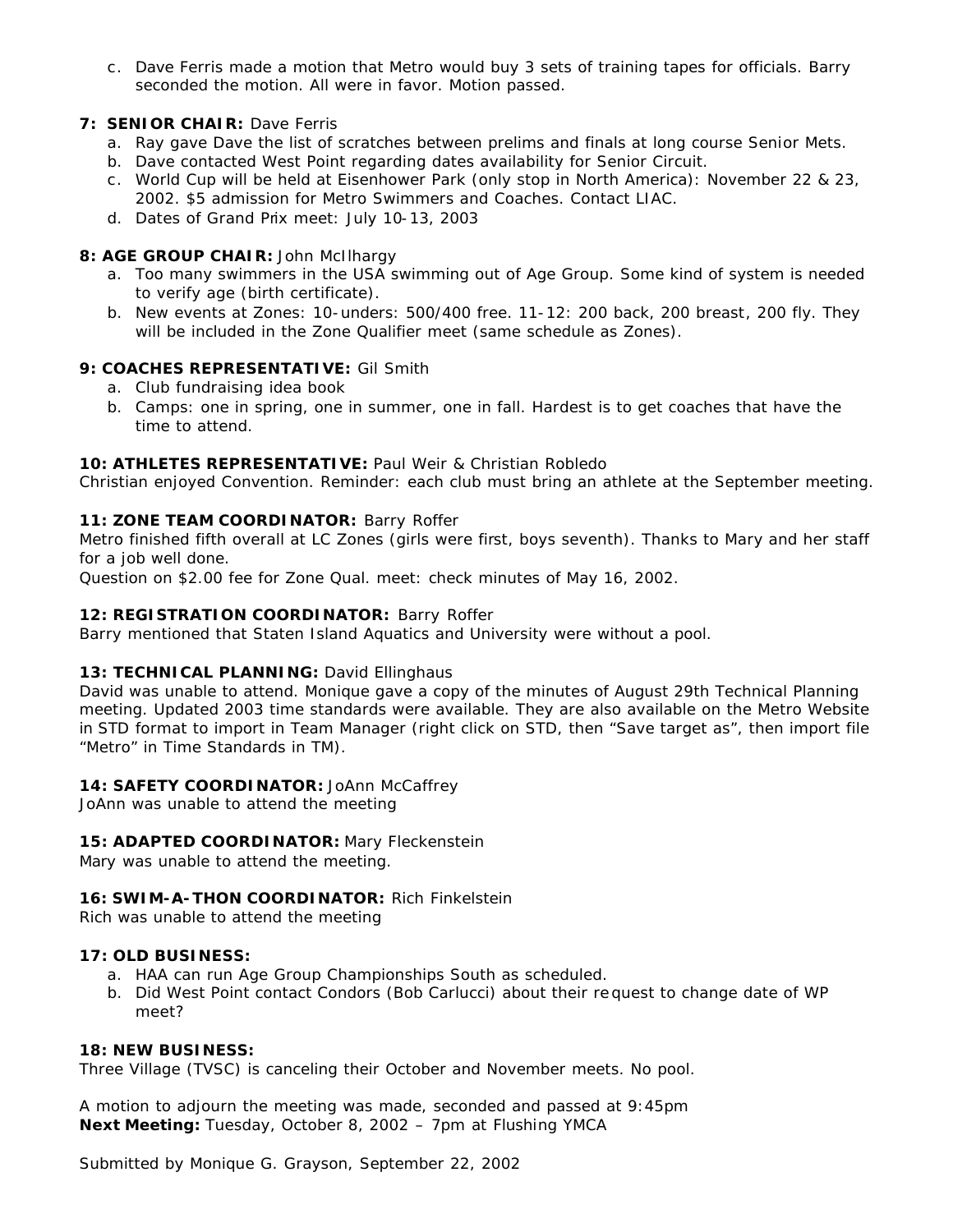c. Dave Ferris made a motion that Metro would buy 3 sets of training tapes for officials. Barry seconded the motion. All were in favor. Motion passed.

**7: SENIOR CHAIR:** Dave Ferris

a. Ray gave Dave the list of scratches between prelims and finals at long course Senior Mets.
b. Dave contacted West Point regarding dates availability for Senior Circuit.
c. World Cup will be held at Eisenhower Park (only stop in North America): November 22 & 23, 2002. $5 admission for Metro Swimmers and Coaches. Contact LIAC.
d. Dates of Grand Prix meet: July 10-13, 2003

**8: AGE GROUP CHAIR:** John McIlhargy

a. Too many swimmers in the USA swimming out of Age Group. Some kind of system is needed to verify age (birth certificate).
b. New events at Zones: 10-unders: 500/400 free. 11-12: 200 back, 200 breast, 200 fly. They will be included in the Zone Qualifier meet (same schedule as Zones).

**9: COACHES REPRESENTATIVE:** Gil Smith

a. Club fundraising idea book
b. Camps: one in spring, one in summer, one in fall. Hardest is to get coaches that have the time to attend.

**10: ATHLETES REPRESENTATIVE:** Paul Weir & Christian Robledo

Christian enjoyed Convention. Reminder: each club must bring an athlete at the September meeting.

**11: ZONE TEAM COORDINATOR:** Barry Roffer

Metro finished fifth overall at LC Zones (girls were first, boys seventh). Thanks to Mary and her staff for a job well done.

Question on $2.00 fee for Zone Qual. meet: check minutes of May 16, 2002.

**12: REGISTRATION COORDINATOR:** Barry Roffer

Barry mentioned that Staten Island Aquatics and University were without a pool.

**13: TECHNICAL PLANNING:** David Ellinghaus

David was unable to attend. Monique gave a copy of the minutes of August 29th Technical Planning meeting. Updated 2003 time standards were available. They are also available on the Metro Website in STD format to import in Team Manager (right click on STD, then "Save target as", then import file "Metro" in Time Standards in TM).

**14: SAFETY COORDINATOR:** JoAnn McCaffrey

JoAnn was unable to attend the meeting

**15: ADAPTED COORDINATOR:** Mary Fleckenstein

Mary was unable to attend the meeting.

**16: SWIM-A-THON COORDINATOR:** Rich Finkelstein

Rich was unable to attend the meeting

**17: OLD BUSINESS:**

a. HAA can run Age Group Championships South as scheduled.
b. Did West Point contact Condors (Bob Carlucci) about their request to change date of WP meet?

**18: NEW BUSINESS:**

Three Village (TVSC) is canceling their October and November meets. No pool.

A motion to adjourn the meeting was made, seconded and passed at 9:45pm

**Next Meeting:** Tuesday, October 8, 2002 – 7pm at Flushing YMCA

Submitted by Monique G. Grayson, September 22, 2002